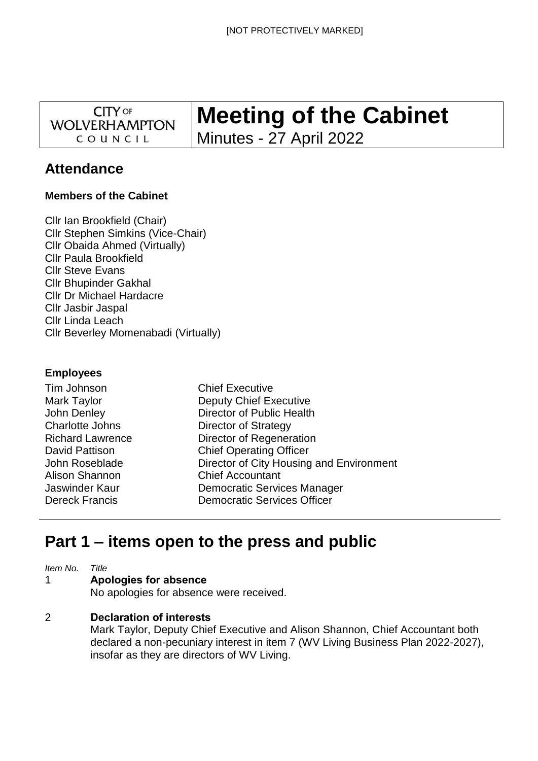[NOT PROTECTIVELY MARKED]

CITY OF WOLVERHAMPTON COUNCIL

# Meeting of the Cabinet

Minutes - 27 April 2022

## Attendance

**Members of the Cabinet**

Cllr Ian Brookfield (Chair)
Cllr Stephen Simkins (Vice-Chair)
Cllr Obaida Ahmed (Virtually)
Cllr Paula Brookfield
Cllr Steve Evans
Cllr Bhupinder Gakhal
Cllr Dr Michael Hardacre
Cllr Jasbir Jaspal
Cllr Linda Leach
Cllr Beverley Momenabadi (Virtually)

**Employees**

| | |
|---|---|
| Tim Johnson | Chief Executive |
| Mark Taylor | Deputy Chief Executive |
| John Denley | Director of Public Health |
| Charlotte Johns | Director of Strategy |
| Richard Lawrence | Director of Regeneration |
| David Pattison | Chief Operating Officer |
| John Roseblade | Director of City Housing and Environment |
| Alison Shannon | Chief Accountant |
| Jaswinder Kaur | Democratic Services Manager |
| Dereck Francis | Democratic Services Officer |

---

# Part 1 – items open to the press and public

*Item No.* *Title*

1 **Apologies for absence**

No apologies for absence were received.

2 **Declaration of interests**

Mark Taylor, Deputy Chief Executive and Alison Shannon, Chief Accountant both declared a non-pecuniary interest in item 7 (WV Living Business Plan 2022-2027), insofar as they are directors of WV Living.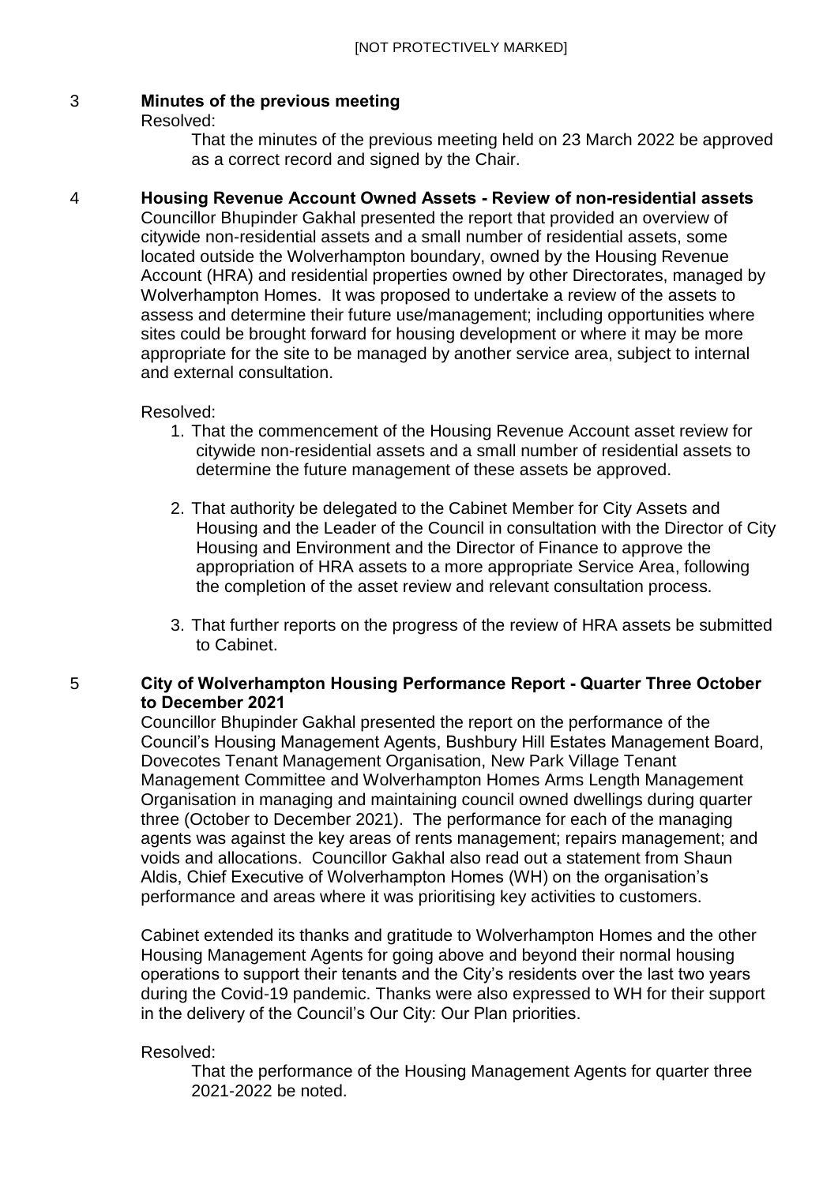## 3 Minutes of the previous meeting

Resolved:

That the minutes of the previous meeting held on 23 March 2022 be approved as a correct record and signed by the Chair.

## 4 Housing Revenue Account Owned Assets - Review of non-residential assets

Councillor Bhupinder Gakhal presented the report that provided an overview of citywide non-residential assets and a small number of residential assets, some located outside the Wolverhampton boundary, owned by the Housing Revenue Account (HRA) and residential properties owned by other Directorates, managed by Wolverhampton Homes. It was proposed to undertake a review of the assets to assess and determine their future use/management; including opportunities where sites could be brought forward for housing development or where it may be more appropriate for the site to be managed by another service area, subject to internal and external consultation.

Resolved:

1. That the commencement of the Housing Revenue Account asset review for citywide non-residential assets and a small number of residential assets to determine the future management of these assets be approved.

2. That authority be delegated to the Cabinet Member for City Assets and Housing and the Leader of the Council in consultation with the Director of City Housing and Environment and the Director of Finance to approve the appropriation of HRA assets to a more appropriate Service Area, following the completion of the asset review and relevant consultation process.

3. That further reports on the progress of the review of HRA assets be submitted to Cabinet.

## 5 City of Wolverhampton Housing Performance Report - Quarter Three October to December 2021

Councillor Bhupinder Gakhal presented the report on the performance of the Council's Housing Management Agents, Bushbury Hill Estates Management Board, Dovecotes Tenant Management Organisation, New Park Village Tenant Management Committee and Wolverhampton Homes Arms Length Management Organisation in managing and maintaining council owned dwellings during quarter three (October to December 2021). The performance for each of the managing agents was against the key areas of rents management; repairs management; and voids and allocations. Councillor Gakhal also read out a statement from Shaun Aldis, Chief Executive of Wolverhampton Homes (WH) on the organisation's performance and areas where it was prioritising key activities to customers.

Cabinet extended its thanks and gratitude to Wolverhampton Homes and the other Housing Management Agents for going above and beyond their normal housing operations to support their tenants and the City's residents over the last two years during the Covid-19 pandemic. Thanks were also expressed to WH for their support in the delivery of the Council's Our City: Our Plan priorities.

Resolved:

That the performance of the Housing Management Agents for quarter three 2021-2022 be noted.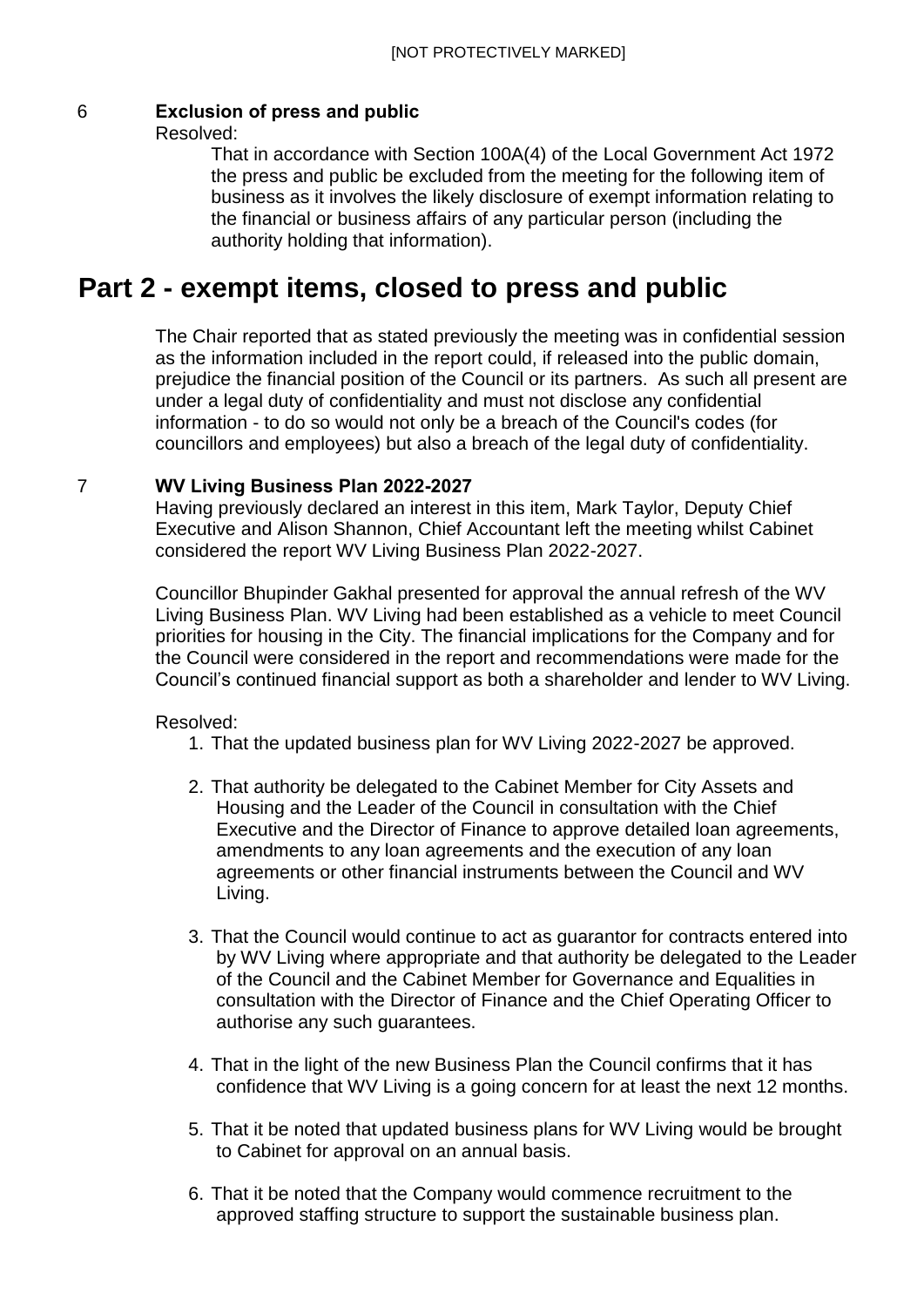6 **Exclusion of press and public**

Resolved:

That in accordance with Section 100A(4) of the Local Government Act 1972 the press and public be excluded from the meeting for the following item of business as it involves the likely disclosure of exempt information relating to the financial or business affairs of any particular person (including the authority holding that information).

# Part 2 - exempt items, closed to press and public

The Chair reported that as stated previously the meeting was in confidential session as the information included in the report could, if released into the public domain, prejudice the financial position of the Council or its partners. As such all present are under a legal duty of confidentiality and must not disclose any confidential information - to do so would not only be a breach of the Council's codes (for councillors and employees) but also a breach of the legal duty of confidentiality.

7 **WV Living Business Plan 2022-2027**

Having previously declared an interest in this item, Mark Taylor, Deputy Chief Executive and Alison Shannon, Chief Accountant left the meeting whilst Cabinet considered the report WV Living Business Plan 2022-2027.

Councillor Bhupinder Gakhal presented for approval the annual refresh of the WV Living Business Plan. WV Living had been established as a vehicle to meet Council priorities for housing in the City. The financial implications for the Company and for the Council were considered in the report and recommendations were made for the Council's continued financial support as both a shareholder and lender to WV Living.

Resolved:

1. That the updated business plan for WV Living 2022-2027 be approved.
2. That authority be delegated to the Cabinet Member for City Assets and Housing and the Leader of the Council in consultation with the Chief Executive and the Director of Finance to approve detailed loan agreements, amendments to any loan agreements and the execution of any loan agreements or other financial instruments between the Council and WV Living.
3. That the Council would continue to act as guarantor for contracts entered into by WV Living where appropriate and that authority be delegated to the Leader of the Council and the Cabinet Member for Governance and Equalities in consultation with the Director of Finance and the Chief Operating Officer to authorise any such guarantees.
4. That in the light of the new Business Plan the Council confirms that it has confidence that WV Living is a going concern for at least the next 12 months.
5. That it be noted that updated business plans for WV Living would be brought to Cabinet for approval on an annual basis.
6. That it be noted that the Company would commence recruitment to the approved staffing structure to support the sustainable business plan.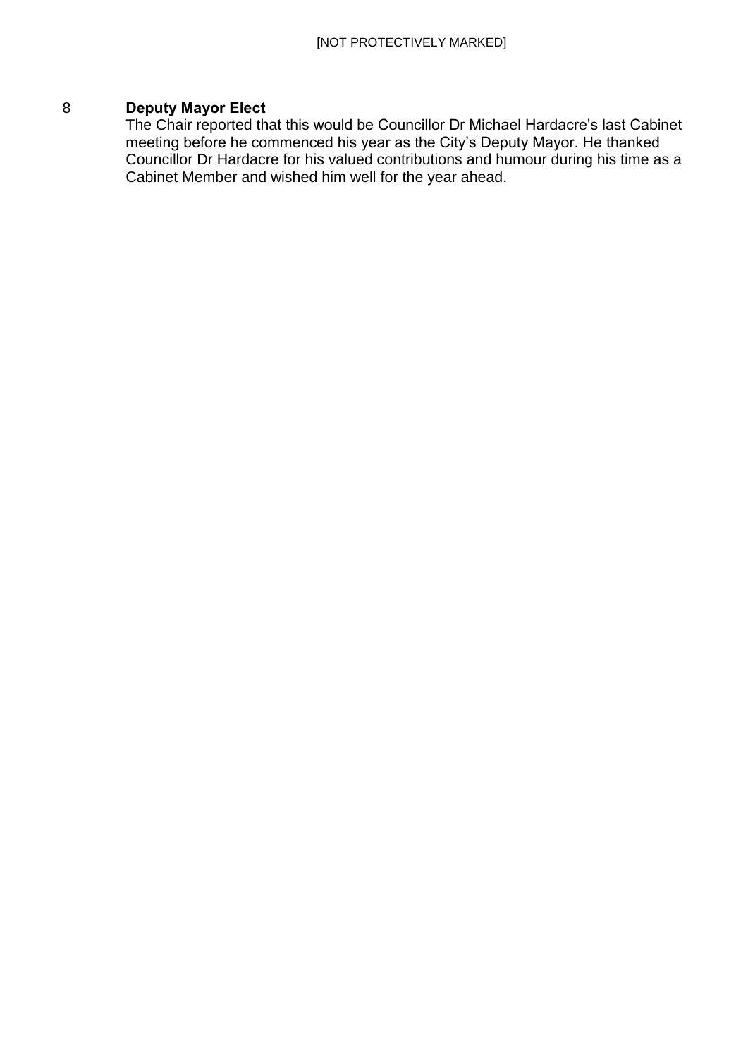8 **Deputy Mayor Elect**

The Chair reported that this would be Councillor Dr Michael Hardacre's last Cabinet meeting before he commenced his year as the City's Deputy Mayor. He thanked Councillor Dr Hardacre for his valued contributions and humour during his time as a Cabinet Member and wished him well for the year ahead.